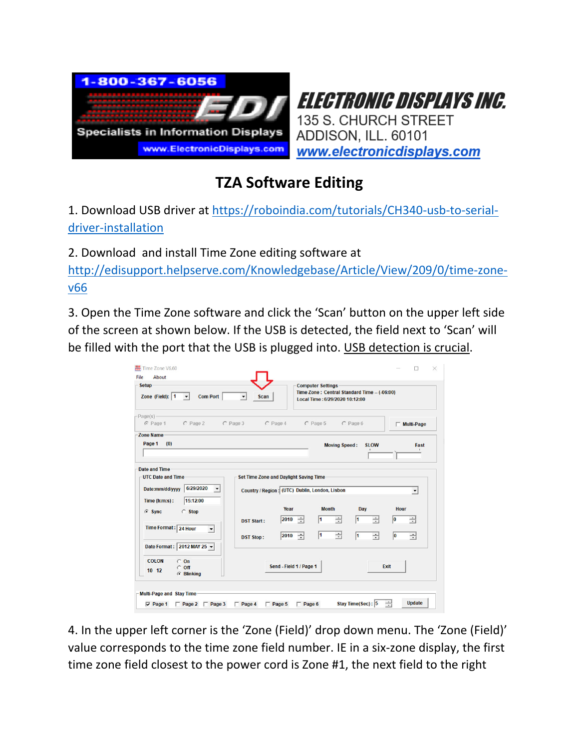1-800-367-6056

EDI

Specialists in Information Displays

www.ElectronicDisplays.com

**ELECTRONIC DISPLAYS INC.**
135 S. CHURCH STREET
ADDISON, ILL. 60101
[www.electronicdisplays.com](www.electronicdisplays.com)

# TZA Software Editing

1. Download USB driver at [https://roboindia.com/tutorials/CH340-usb-to-serial-driver-installation](https://roboindia.com/tutorials/CH340-usb-to-serial-driver-installation)

2. Download and install Time Zone editing software at [http://edisupport.helpserve.com/Knowledgebase/Article/View/209/0/time-zone-v66](http://edisupport.helpserve.com/Knowledgebase/Article/View/209/0/time-zone-v66)

3. Open the Time Zone software and click the 'Scan' button on the upper left side of the screen at shown below. If the USB is detected, the field next to 'Scan' will be filled with the port that the USB is plugged into. USB detection is crucial.

4. In the upper left corner is the 'Zone (Field)' drop down menu. The 'Zone (Field)' value corresponds to the time zone field number. IE in a six-zone display, the first time zone field closest to the power cord is Zone #1, the next field to the right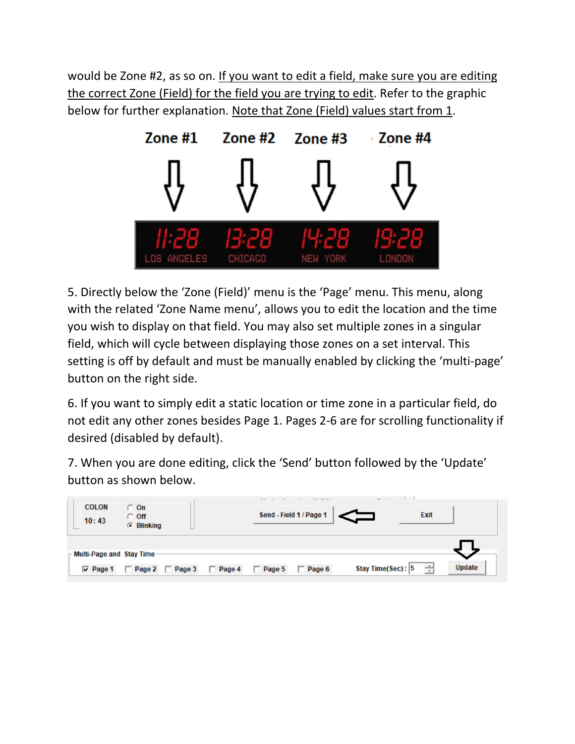would be Zone #2, as so on. If you want to edit a field, make sure you are editing the correct Zone (Field) for the field you are trying to edit. Refer to the graphic below for further explanation. Note that Zone (Field) values start from 1.

Zone #1 Zone #2 Zone #3 Zone #4

11:28 LOS ANGELES
13:28 CHICAGO
14:28 NEW YORK
19:28 LONDON

5. Directly below the 'Zone (Field)' menu is the 'Page' menu. This menu, along with the related 'Zone Name menu', allows you to edit the location and the time you wish to display on that field. You may also set multiple zones in a singular field, which will cycle between displaying those zones on a set interval. This setting is off by default and must be manually enabled by clicking the 'multi-page' button on the right side.

6. If you want to simply edit a static location or time zone in a particular field, do not edit any other zones besides Page 1. Pages 2-6 are for scrolling functionality if desired (disabled by default).

7. When you are done editing, click the 'Send' button followed by the 'Update' button as shown below.

COLON
10:43
On
Off
Blinking

Send - Field 1 / Page 1

Exit

Multi-Page and Stay Time
Page 1 Page 2 Page 3 Page 4 Page 5 Page 6
Stay Time(Sec): 5
Update